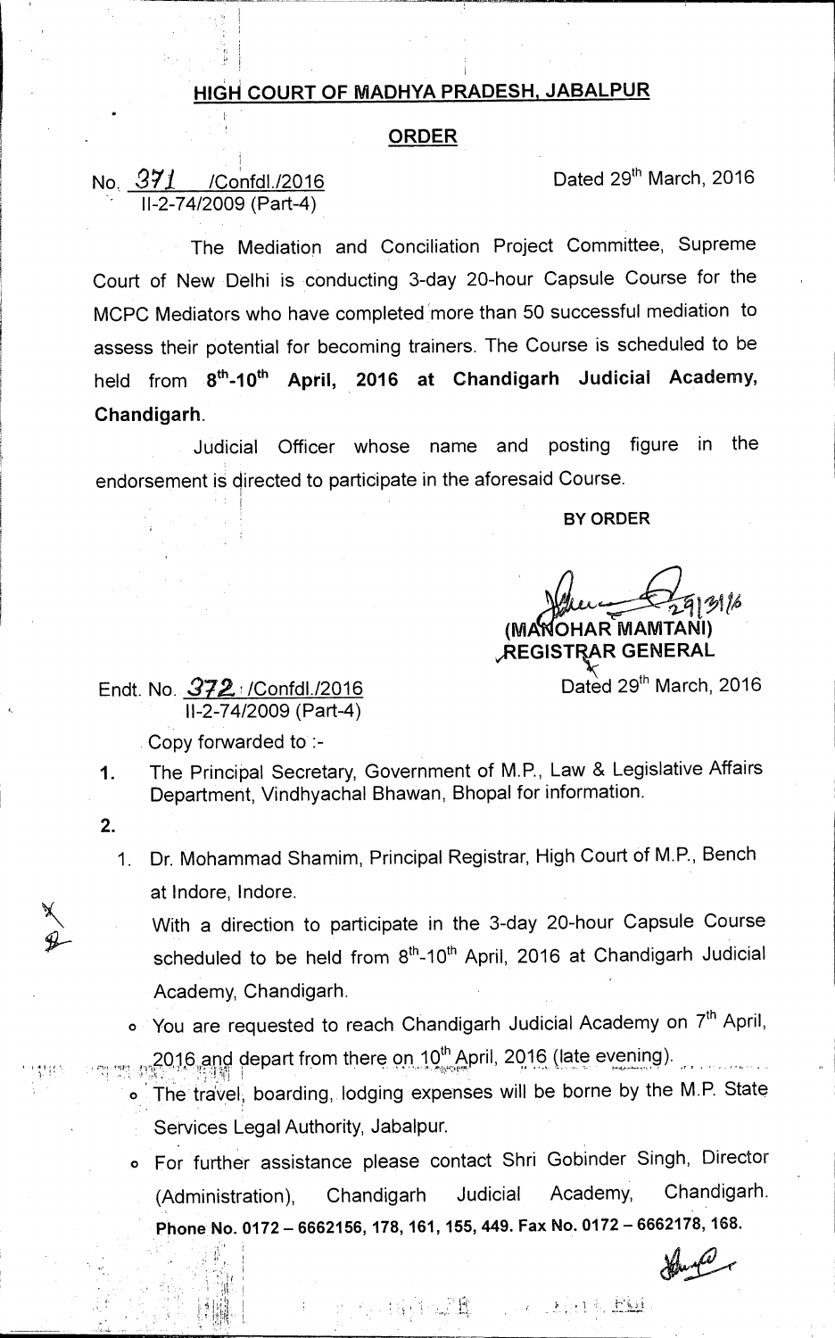# HIGH COURT OF MADHYA PRADESH, JABALPUR

## ORDER

No. 371 /Confdl./2016 
II-2-74/2009 (Part-4)

Dated 29th March, 2016

The Mediation and Conciliation Project Committee, Supreme Court of New Delhi is conducting 3-day 20-hour Capsule Course for the MCPC Mediators who have completed more than 50 successful mediation to assess their potential for becoming trainers. The Course is scheduled to be held from **8th-10th April, 2016 at Chandigarh Judicial Academy, Chandigarh**.

Judicial Officer whose name and posting figure in the endorsement is directed to participate in the aforesaid Course.

**BY ORDER**

(MANOHAR MAMTANI) 
REGISTRAR GENERAL

Endt. No. 372 /Confdl./2016 
II-2-74/2009 (Part-4)

Dated 29th March, 2016

Copy forwarded to :-

1. The Principal Secretary, Government of M.P., Law & Legislative Affairs Department, Vindhyachal Bhawan, Bhopal for information.

2. 
   1. Dr. Mohammad Shamim, Principal Registrar, High Court of M.P., Bench at Indore, Indore.
   
      With a direction to participate in the 3-day 20-hour Capsule Course scheduled to be held from 8th-10th April, 2016 at Chandigarh Judicial Academy, Chandigarh.

   - You are requested to reach Chandigarh Judicial Academy on 7th April, 2016 and depart from there on 10th April, 2016 (late evening).
   - The travel, boarding, lodging expenses will be borne by the M.P. State Services Legal Authority, Jabalpur.
   - For further assistance please contact Shri Gobinder Singh, Director (Administration), Chandigarh Judicial Academy, Chandigarh. **Phone No. 0172 – 6662156, 178, 161, 155, 449. Fax No. 0172 – 6662178, 168.**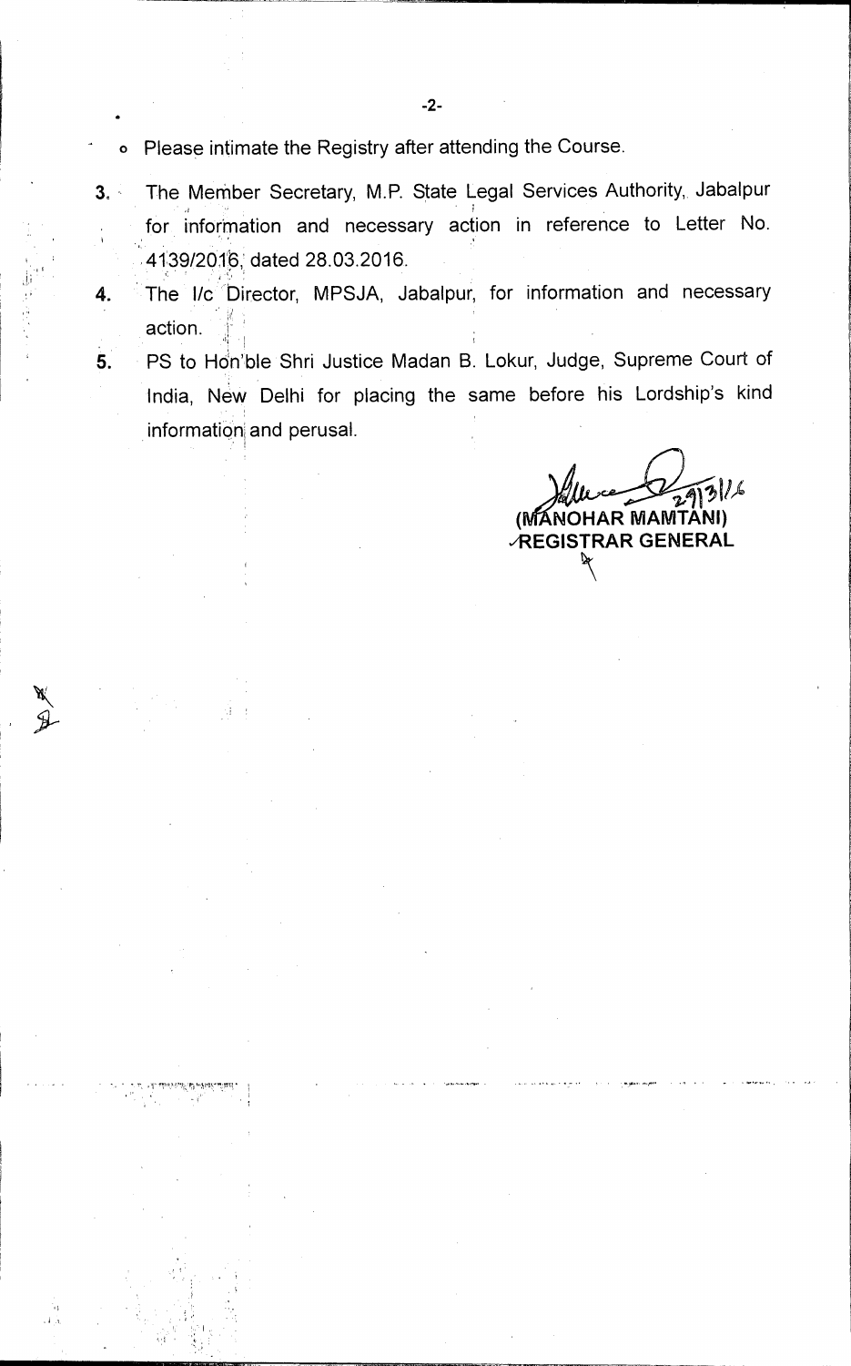- Please intimate the Registry after attending the Course.

3. The Member Secretary, M.P. State Legal Services Authority, Jabalpur for information and necessary action in reference to Letter No. 4139/2016, dated 28.03.2016.
4. The I/c Director, MPSJA, Jabalpur, for information and necessary action.
5. PS to Hon'ble Shri Justice Madan B. Lokur, Judge, Supreme Court of India, New Delhi for placing the same before his Lordship's kind information and perusal.

29/3/16

**(MANOHAR MAMTANI)**
**REGISTRAR GENERAL**